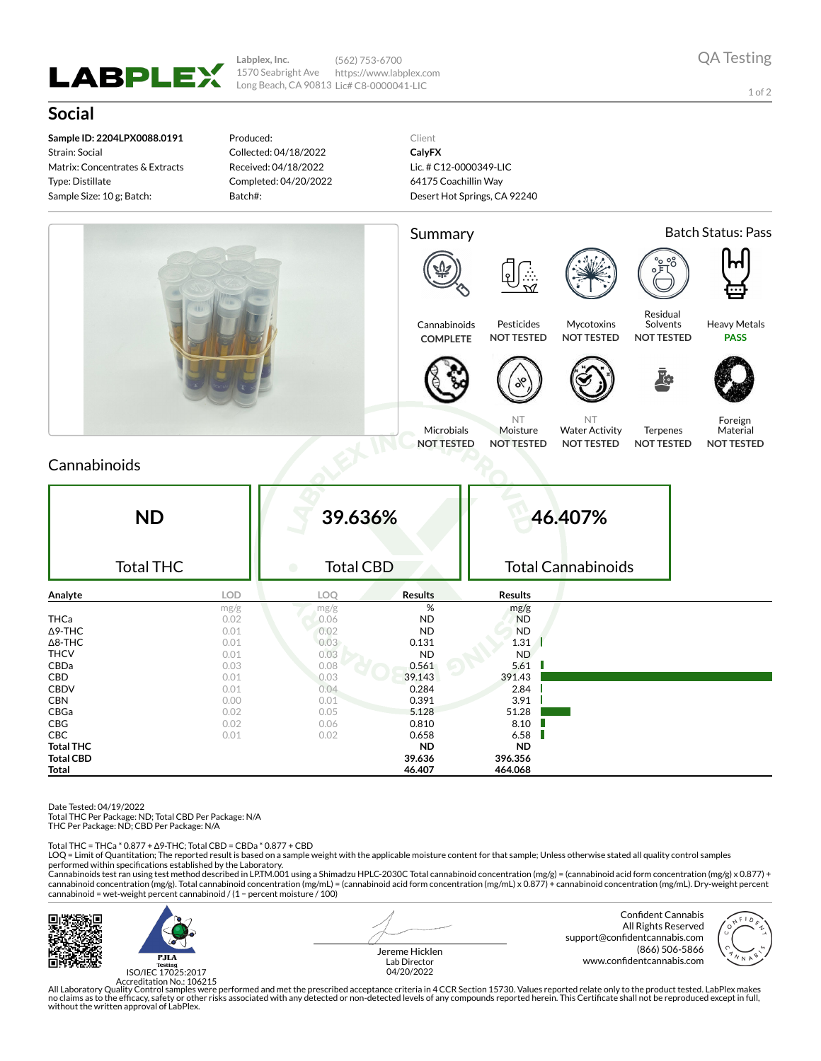Labplex, Inc.
1570 Seabright Ave
Long Beach, CA 90813

(562) 753-6700
https://www.labplex.com
Lic# C8-0000041-LIC

QA Testing

# Social

**Sample ID: 2204LPX0088.0191**
Strain: Social
Matrix: Concentrates & Extracts
Type: Distillate
Sample Size: 10 g; Batch:

Produced:
Collected: 04/18/2022
Received: 04/18/2022
Completed: 04/20/2022
Batch#:

Client
**CalyFX**
Lic. # C12-0000349-LIC
64175 Coachillin Way
Desert Hot Springs, CA 92240

## Summary

Batch Status: Pass

| Test | Status |
|---|---|
| Cannabinoids | COMPLETE |
| Pesticides | NOT TESTED |
| Mycotoxins | NOT TESTED |
| Residual Solvents | NOT TESTED |
| Heavy Metals | PASS |
| Microbials | NOT TESTED |
| NT Moisture | NOT TESTED |
| NT Water Activity | NOT TESTED |
| Terpenes | NOT TESTED |
| Foreign Material | NOT TESTED |

## Cannabinoids

| ND | 39.636% | 46.407% |
|---|---|---|
| Total THC | Total CBD | Total Cannabinoids |

| Analyte | LOD | LOQ | Results | Results |
|---|---|---|---|---|
| | mg/g | mg/g | % | mg/g |
| THCa | 0.02 | 0.06 | ND | ND |
| Δ9-THC | 0.01 | 0.02 | ND | ND |
| Δ8-THC | 0.01 | 0.03 | 0.131 | 1.31 |
| THCV | 0.01 | 0.03 | ND | ND |
| CBDa | 0.03 | 0.08 | 0.561 | 5.61 |
| CBD | 0.01 | 0.03 | 39.143 | 391.43 |
| CBDV | 0.01 | 0.04 | 0.284 | 2.84 |
| CBN | 0.00 | 0.01 | 0.391 | 3.91 |
| CBGa | 0.02 | 0.05 | 5.128 | 51.28 |
| CBG | 0.02 | 0.06 | 0.810 | 8.10 |
| CBC | 0.01 | 0.02 | 0.658 | 6.58 |
| **Total THC** | | | ND | ND |
| **Total CBD** | | | 39.636 | 396.356 |
| **Total** | | | 46.407 | 464.068 |

Date Tested: 04/19/2022
Total THC Per Package: ND; Total CBD Per Package: N/A
THC Per Package: ND; CBD Per Package: N/A

Total THC = THCa * 0.877 + Δ9-THC; Total CBD = CBDa * 0.877 + CBD
LOQ = Limit of Quantitation; The reported result is based on a sample weight with the applicable moisture content for that sample; Unless otherwise stated all quality control samples performed within specifications established by the Laboratory.
Cannabinoids test ran using test method described in LP.TM.001 using a Shimadzu HPLC-2030C Total cannabinoid concentration (mg/g) = (cannabinoid acid form concentration (mg/g) x 0.877) + cannabinoid concentration (mg/g). Total cannabinoid concentration (mg/mL) = (cannabinoid acid form concentration (mg/mL) x 0.877) + cannabinoid concentration (mg/mL). Dry-weight percent cannabinoid = wet-weight percent cannabinoid / (1 − percent moisture / 100)

PJLA Testing
ISO/IEC 17025:2017
Accreditation No.: 106215

Jereme Hicklen
Lab Director
04/20/2022

Confident Cannabis
All Rights Reserved
support@confidentcannabis.com
(866) 506-5866
www.confidentcannabis.com

All Laboratory Quality Control samples were performed and met the prescribed acceptance criteria in 4 CCR Section 15730. Values reported relate only to the product tested. LabPlex makes no claims as to the efficacy, safety or other risks associated with any detected or non-detected levels of any compounds reported herein. This Certificate shall not be reproduced except in full, without the written approval of LabPlex.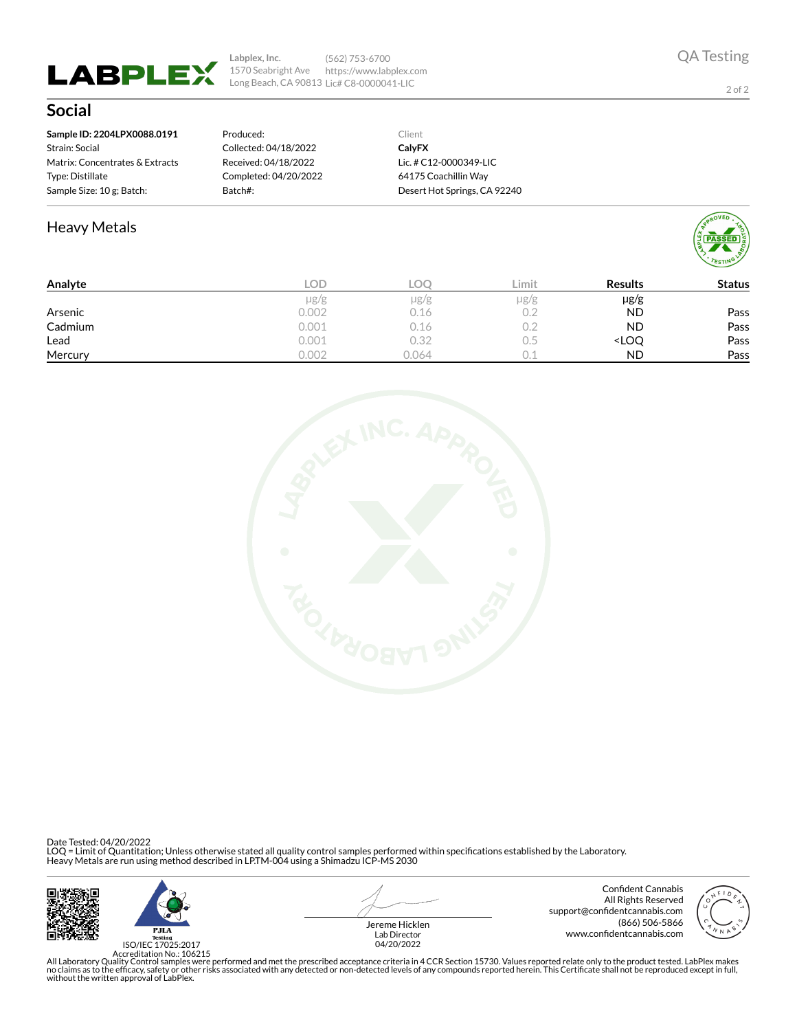**Labplex, Inc.**
1570 Seabright Ave
Long Beach, CA 90813

(562) 753-6700
https://www.labplex.com
Lic# C8-0000041-LIC

QA Testing

# Social

| | | |
|---|---|---|
| **Sample ID: 2204LPX0088.0191** | Produced: | Client |
| Strain: Social | Collected: 04/18/2022 | **CalyFX** |
| Matrix: Concentrates & Extracts | Received: 04/18/2022 | Lic. # C12-0000349-LIC |
| Type: Distillate | Completed: 04/20/2022 | 64175 Coachillin Way |
| Sample Size: 10 g; Batch: | Batch#: | Desert Hot Springs, CA 92240 |

## Heavy Metals

| Analyte | LOD | LOQ | Limit | Results | Status |
|---|---|---|---|---|---|
| | μg/g | μg/g | μg/g | μg/g | |
| Arsenic | 0.002 | 0.16 | 0.2 | ND | Pass |
| Cadmium | 0.001 | 0.16 | 0.2 | ND | Pass |
| Lead | 0.001 | 0.32 | 0.5 | <LOQ | Pass |
| Mercury | 0.002 | 0.064 | 0.1 | ND | Pass |

Date Tested: 04/20/2022
LOQ = Limit of Quantitation; Unless otherwise stated all quality control samples performed within specifications established by the Laboratory.
Heavy Metals are run using method described in LP.TM-004 using a Shimadzu ICP-MS 2030

ISO/IEC 17025:2017
Accreditation No.: 106215

Jereme Hicklen
Lab Director
04/20/2022

Confident Cannabis
All Rights Reserved
support@confidentcannabis.com
(866) 506-5866
www.confidentcannabis.com

All Laboratory Quality Control samples were performed and met the prescribed acceptance criteria in 4 CCR Section 15730. Values reported relate only to the product tested. LabPlex makes no claims as to the efficacy, safety or other risks associated with any detected or non-detected levels of any compounds reported herein. This Certificate shall not be reproduced except in full, without the written approval of LabPlex.